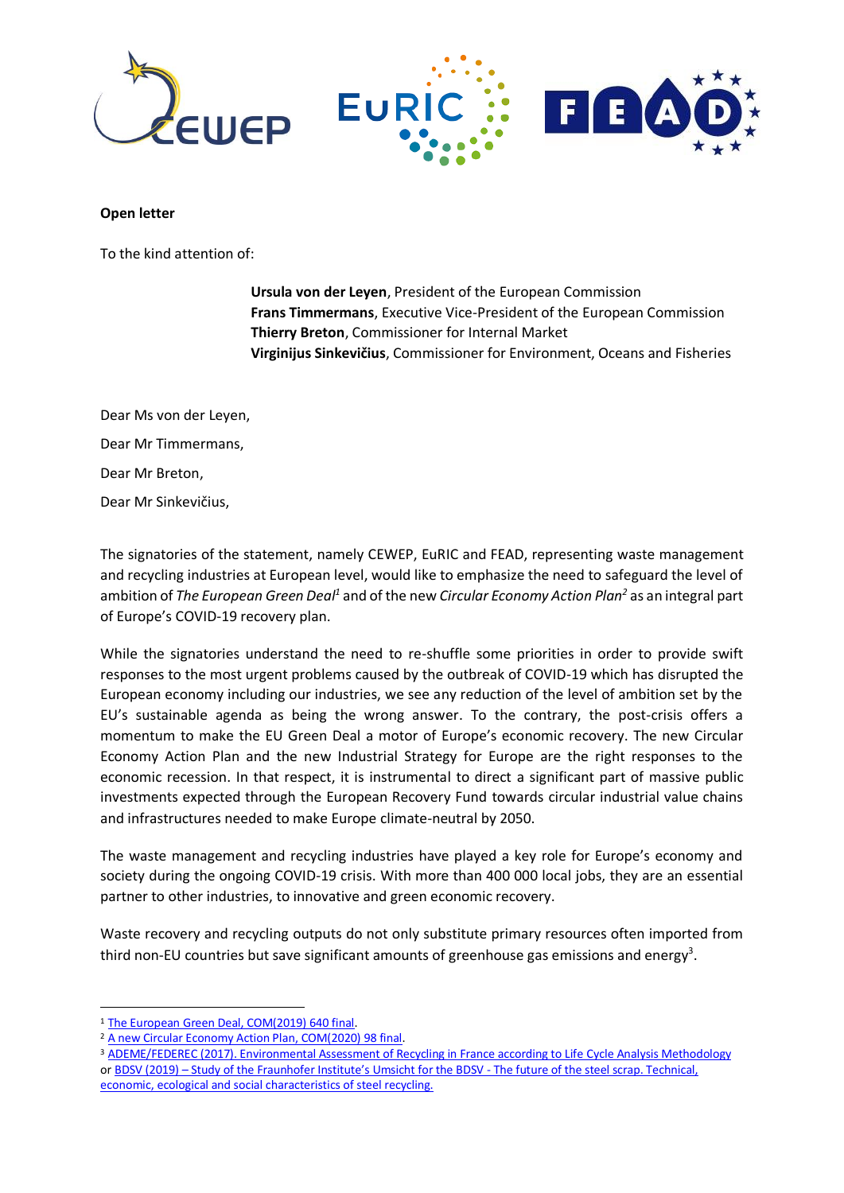**Open letter**

To the kind attention of:

> **Ursula von der Leyen**, President of the European Commission
> **Frans Timmermans**, Executive Vice-President of the European Commission
> **Thierry Breton**, Commissioner for Internal Market
> **Virginijus Sinkevičius**, Commissioner for Environment, Oceans and Fisheries

Dear Ms von der Leyen,

Dear Mr Timmermans,

Dear Mr Breton,

Dear Mr Sinkevičius,

The signatories of the statement, namely CEWEP, EuRIC and FEAD, representing waste management and recycling industries at European level, would like to emphasize the need to safeguard the level of ambition of *The European Green Deal*[1] and of the new *Circular Economy Action Plan*[2] as an integral part of Europe's COVID-19 recovery plan.

While the signatories understand the need to re-shuffle some priorities in order to provide swift responses to the most urgent problems caused by the outbreak of COVID-19 which has disrupted the European economy including our industries, we see any reduction of the level of ambition set by the EU's sustainable agenda as being the wrong answer. To the contrary, the post-crisis offers a momentum to make the EU Green Deal a motor of Europe's economic recovery. The new Circular Economy Action Plan and the new Industrial Strategy for Europe are the right responses to the economic recession. In that respect, it is instrumental to direct a significant part of massive public investments expected through the European Recovery Fund towards circular industrial value chains and infrastructures needed to make Europe climate-neutral by 2050.

The waste management and recycling industries have played a key role for Europe's economy and society during the ongoing COVID-19 crisis. With more than 400 000 local jobs, they are an essential partner to other industries, to innovative and green economic recovery.

Waste recovery and recycling outputs do not only substitute primary resources often imported from third non-EU countries but save significant amounts of greenhouse gas emissions and energy[3].

---

[1] The European Green Deal, COM(2019) 640 final.

[2] A new Circular Economy Action Plan, COM(2020) 98 final.

[3] ADEME/FEDEREC (2017). Environmental Assessment of Recycling in France according to Life Cycle Analysis Methodology or BDSV (2019) – Study of the Fraunhofer Institute's Umsicht for the BDSV - The future of the steel scrap. Technical, economic, ecological and social characteristics of steel recycling.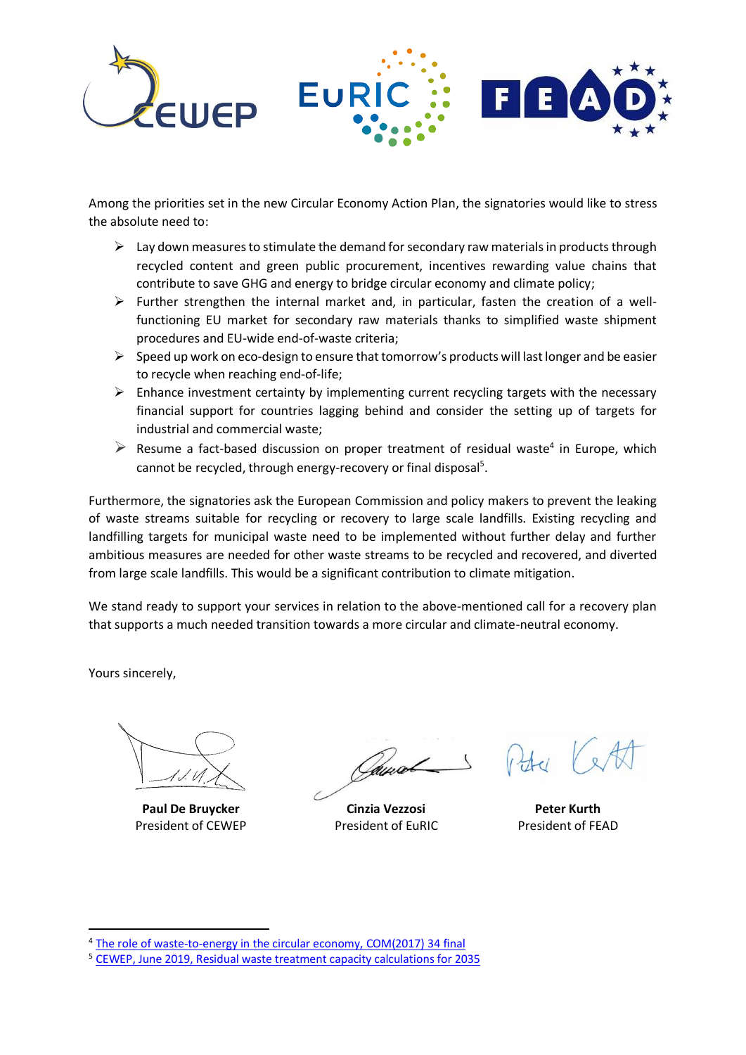Among the priorities set in the new Circular Economy Action Plan, the signatories would like to stress the absolute need to:

- Lay down measures to stimulate the demand for secondary raw materials in products through recycled content and green public procurement, incentives rewarding value chains that contribute to save GHG and energy to bridge circular economy and climate policy;
- Further strengthen the internal market and, in particular, fasten the creation of a well-functioning EU market for secondary raw materials thanks to simplified waste shipment procedures and EU-wide end-of-waste criteria;
- Speed up work on eco-design to ensure that tomorrow's products will last longer and be easier to recycle when reaching end-of-life;
- Enhance investment certainty by implementing current recycling targets with the necessary financial support for countries lagging behind and consider the setting up of targets for industrial and commercial waste;
- Resume a fact-based discussion on proper treatment of residual waste[4] in Europe, which cannot be recycled, through energy-recovery or final disposal[5].

Furthermore, the signatories ask the European Commission and policy makers to prevent the leaking of waste streams suitable for recycling or recovery to large scale landfills. Existing recycling and landfilling targets for municipal waste need to be implemented without further delay and further ambitious measures are needed for other waste streams to be recycled and recovered, and diverted from large scale landfills. This would be a significant contribution to climate mitigation.

We stand ready to support your services in relation to the above-mentioned call for a recovery plan that supports a much needed transition towards a more circular and climate-neutral economy.

Yours sincerely,

| | | |
|---|---|---|
| **Paul De Bruycker**<br>President of CEWEP | **Cinzia Vezzosi**<br>President of EuRIC | **Peter Kurth**<br>President of FEAD |

[4] The role of waste-to-energy in the circular economy, COM(2017) 34 final

[5] CEWEP, June 2019, Residual waste treatment capacity calculations for 2035